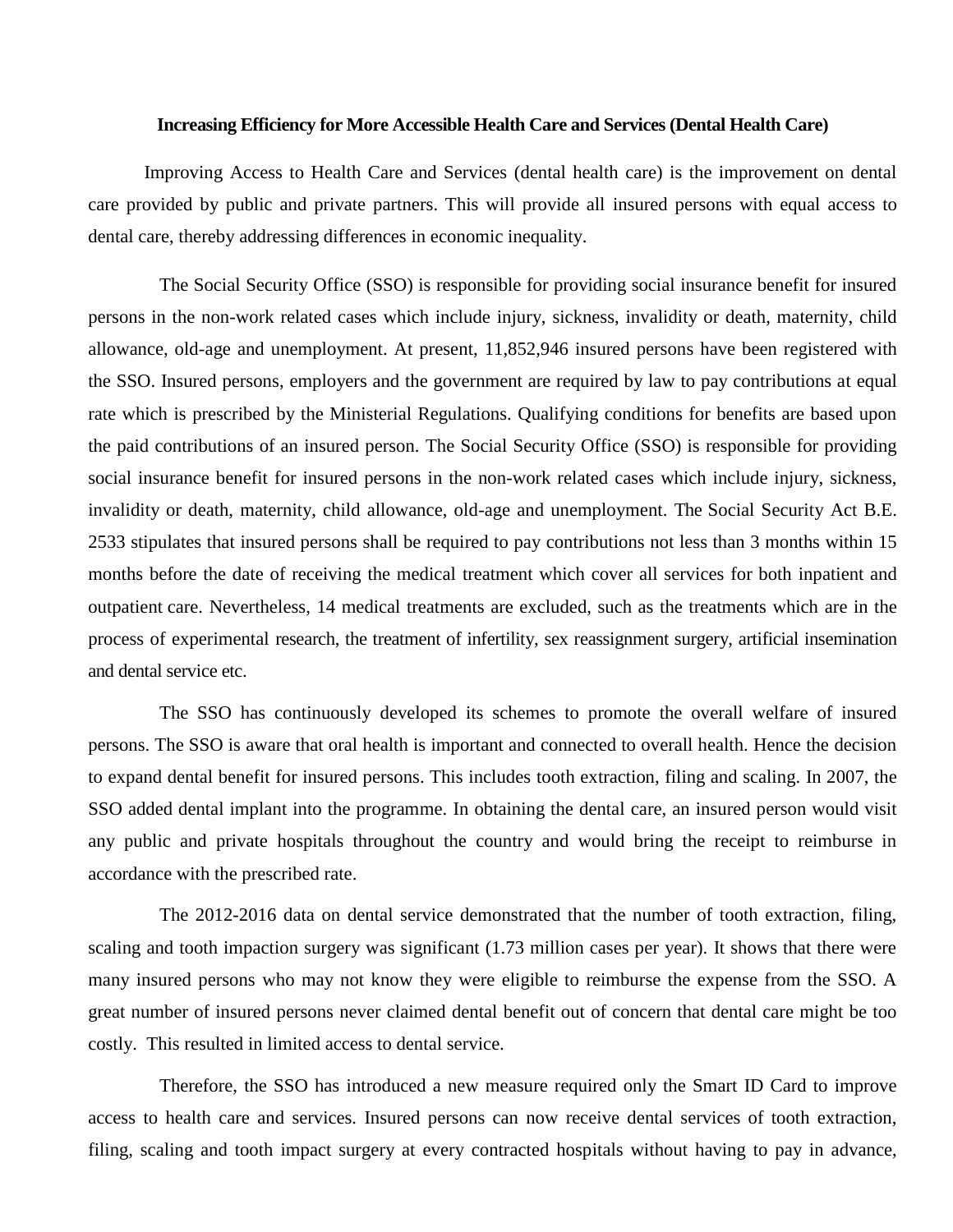**Increasing Efficiency for More Accessible Health Care and Services (Dental Health Care)**

Improving Access to Health Care and Services (dental health care) is the improvement on dental care provided by public and private partners. This will provide all insured persons with equal access to dental care, thereby addressing differences in economic inequality.

The Social Security Office (SSO) is responsible for providing social insurance benefit for insured persons in the non-work related cases which include injury, sickness, invalidity or death, maternity, child allowance, old-age and unemployment. At present, 11,852,946 insured persons have been registered with the SSO. Insured persons, employers and the government are required by law to pay contributions at equal rate which is prescribed by the Ministerial Regulations. Qualifying conditions for benefits are based upon the paid contributions of an insured person. The Social Security Office (SSO) is responsible for providing social insurance benefit for insured persons in the non-work related cases which include injury, sickness, invalidity or death, maternity, child allowance, old-age and unemployment. The Social Security Act B.E. 2533 stipulates that insured persons shall be required to pay contributions not less than 3 months within 15 months before the date of receiving the medical treatment which cover all services for both inpatient and outpatient care. Nevertheless, 14 medical treatments are excluded, such as the treatments which are in the process of experimental research, the treatment of infertility, sex reassignment surgery, artificial insemination and dental service etc.

The SSO has continuously developed its schemes to promote the overall welfare of insured persons. The SSO is aware that oral health is important and connected to overall health. Hence the decision to expand dental benefit for insured persons. This includes tooth extraction, filing and scaling. In 2007, the SSO added dental implant into the programme. In obtaining the dental care, an insured person would visit any public and private hospitals throughout the country and would bring the receipt to reimburse in accordance with the prescribed rate.

The 2012-2016 data on dental service demonstrated that the number of tooth extraction, filing, scaling and tooth impaction surgery was significant (1.73 million cases per year). It shows that there were many insured persons who may not know they were eligible to reimburse the expense from the SSO. A great number of insured persons never claimed dental benefit out of concern that dental care might be too costly. This resulted in limited access to dental service.

Therefore, the SSO has introduced a new measure required only the Smart ID Card to improve access to health care and services. Insured persons can now receive dental services of tooth extraction, filing, scaling and tooth impact surgery at every contracted hospitals without having to pay in advance,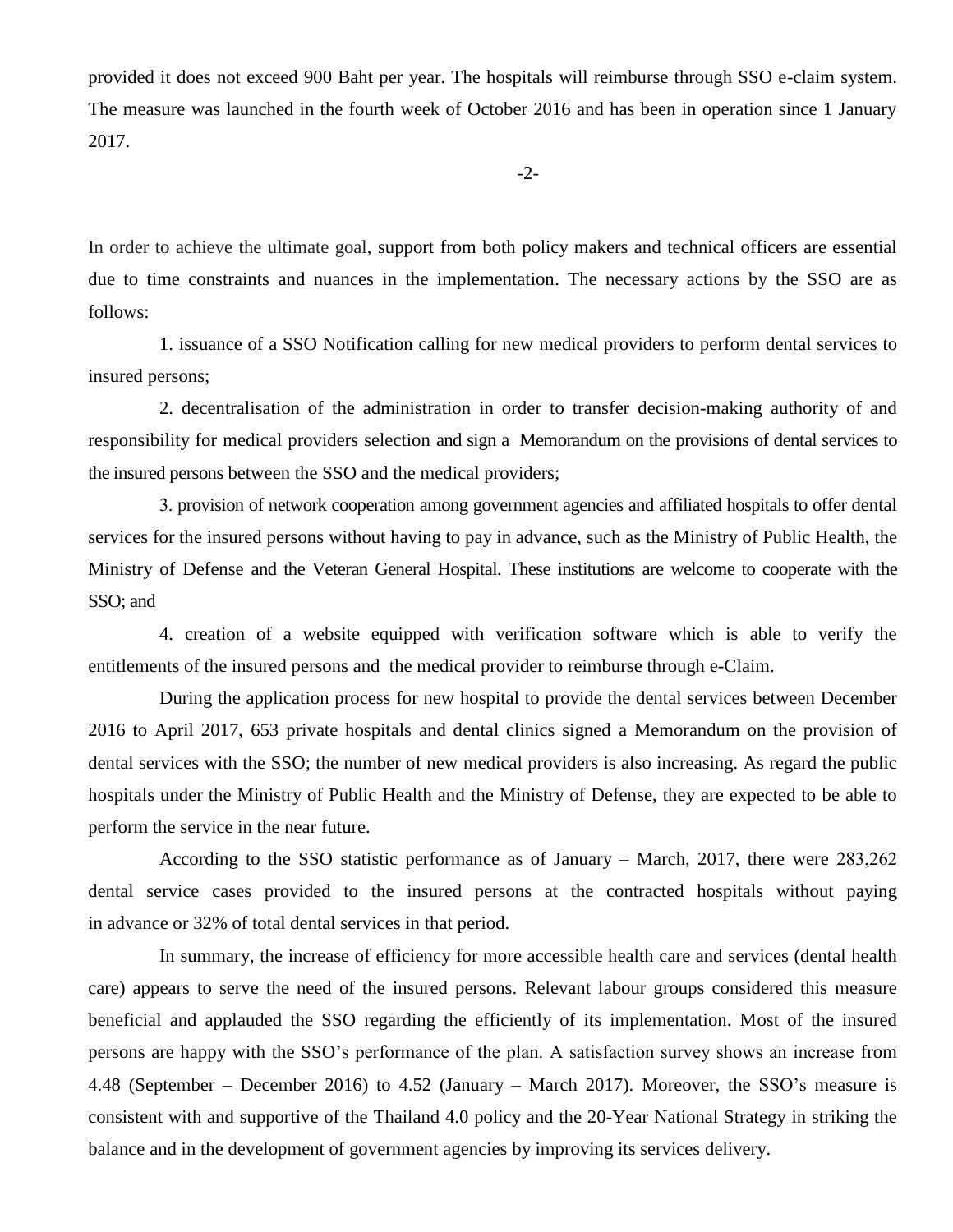provided it does not exceed 900 Baht per year. The hospitals will reimburse through SSO e-claim system. The measure was launched in the fourth week of October 2016 and has been in operation since 1 January 2017.

In order to achieve the ultimate goal, support from both policy makers and technical officers are essential due to time constraints and nuances in the implementation. The necessary actions by the SSO are as follows:

1. issuance of a SSO Notification calling for new medical providers to perform dental services to insured persons;

2. decentralisation of the administration in order to transfer decision-making authority of and responsibility for medical providers selection and sign a Memorandum on the provisions of dental services to the insured persons between the SSO and the medical providers;

3. provision of network cooperation among government agencies and affiliated hospitals to offer dental services for the insured persons without having to pay in advance, such as the Ministry of Public Health, the Ministry of Defense and the Veteran General Hospital. These institutions are welcome to cooperate with the SSO; and

4. creation of a website equipped with verification software which is able to verify the entitlements of the insured persons and the medical provider to reimburse through e-Claim.

During the application process for new hospital to provide the dental services between December 2016 to April 2017, 653 private hospitals and dental clinics signed a Memorandum on the provision of dental services with the SSO; the number of new medical providers is also increasing. As regard the public hospitals under the Ministry of Public Health and the Ministry of Defense, they are expected to be able to perform the service in the near future.

According to the SSO statistic performance as of January – March, 2017, there were 283,262 dental service cases provided to the insured persons at the contracted hospitals without paying in advance or 32% of total dental services in that period.

In summary, the increase of efficiency for more accessible health care and services (dental health care) appears to serve the need of the insured persons. Relevant labour groups considered this measure beneficial and applauded the SSO regarding the efficiently of its implementation. Most of the insured persons are happy with the SSO's performance of the plan. A satisfaction survey shows an increase from 4.48 (September – December 2016) to 4.52 (January – March 2017). Moreover, the SSO's measure is consistent with and supportive of the Thailand 4.0 policy and the 20-Year National Strategy in striking the balance and in the development of government agencies by improving its services delivery.